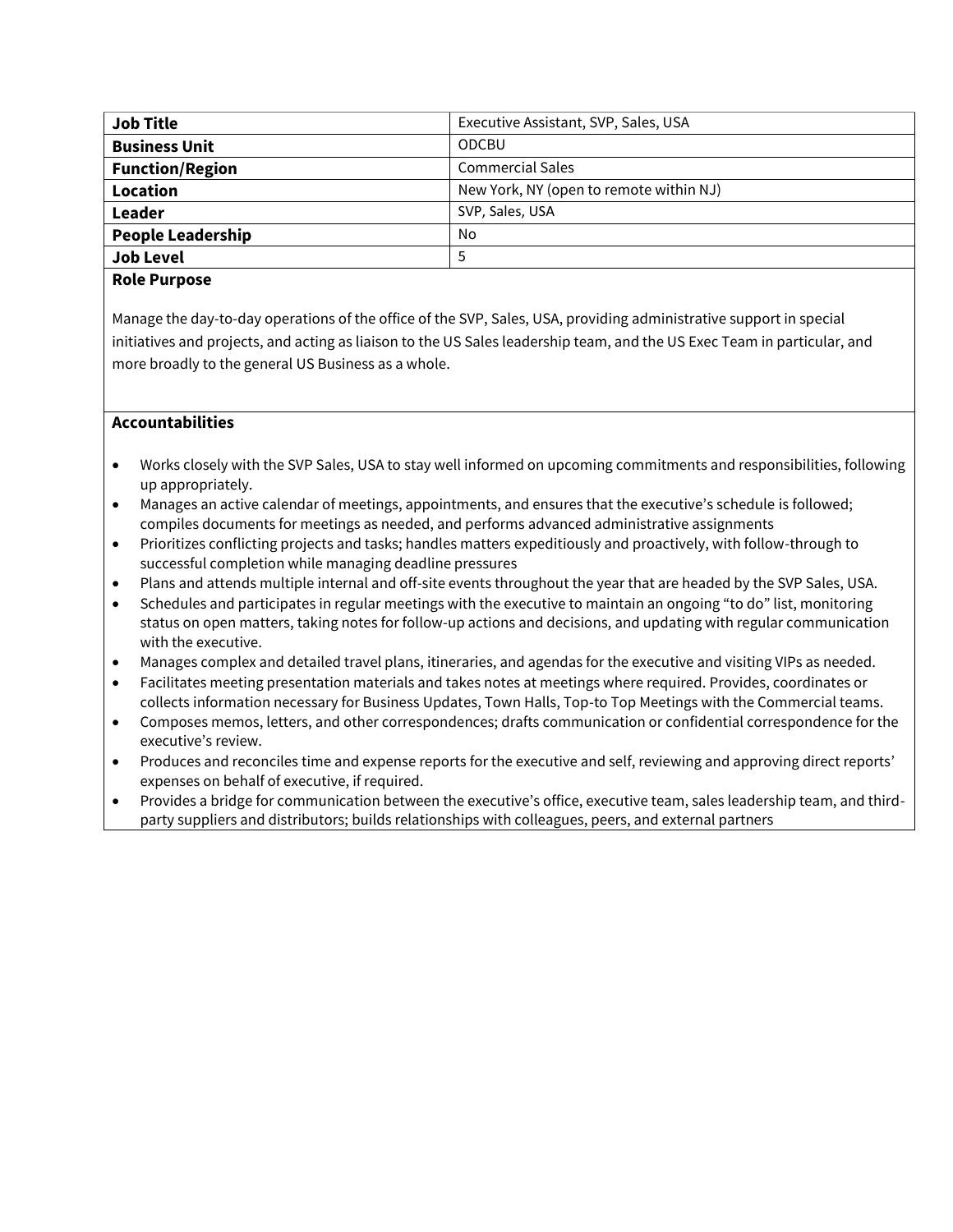| Job Title | Executive Assistant, SVP, Sales, USA |
|---|---|
| **Business Unit** | ODCBU |
| **Function/Region** | Commercial Sales |
| **Location** | New York, NY (open to remote within NJ) |
| **Leader** | SVP, Sales, USA |
| **People Leadership** | No |
| **Job Level** | 5 |

**Role Purpose**

Manage the day-to-day operations of the office of the SVP, Sales, USA, providing administrative support in special initiatives and projects, and acting as liaison to the US Sales leadership team, and the US Exec Team in particular, and more broadly to the general US Business as a whole.

**Accountabilities**

- Works closely with the SVP Sales, USA to stay well informed on upcoming commitments and responsibilities, following up appropriately.
- Manages an active calendar of meetings, appointments, and ensures that the executive's schedule is followed; compiles documents for meetings as needed, and performs advanced administrative assignments
- Prioritizes conflicting projects and tasks; handles matters expeditiously and proactively, with follow-through to successful completion while managing deadline pressures
- Plans and attends multiple internal and off-site events throughout the year that are headed by the SVP Sales, USA.
- Schedules and participates in regular meetings with the executive to maintain an ongoing "to do" list, monitoring status on open matters, taking notes for follow-up actions and decisions, and updating with regular communication with the executive.
- Manages complex and detailed travel plans, itineraries, and agendas for the executive and visiting VIPs as needed.
- Facilitates meeting presentation materials and takes notes at meetings where required. Provides, coordinates or collects information necessary for Business Updates, Town Halls, Top-to Top Meetings with the Commercial teams.
- Composes memos, letters, and other correspondences; drafts communication or confidential correspondence for the executive's review.
- Produces and reconciles time and expense reports for the executive and self, reviewing and approving direct reports' expenses on behalf of executive, if required.
- Provides a bridge for communication between the executive's office, executive team, sales leadership team, and third-party suppliers and distributors; builds relationships with colleagues, peers, and external partners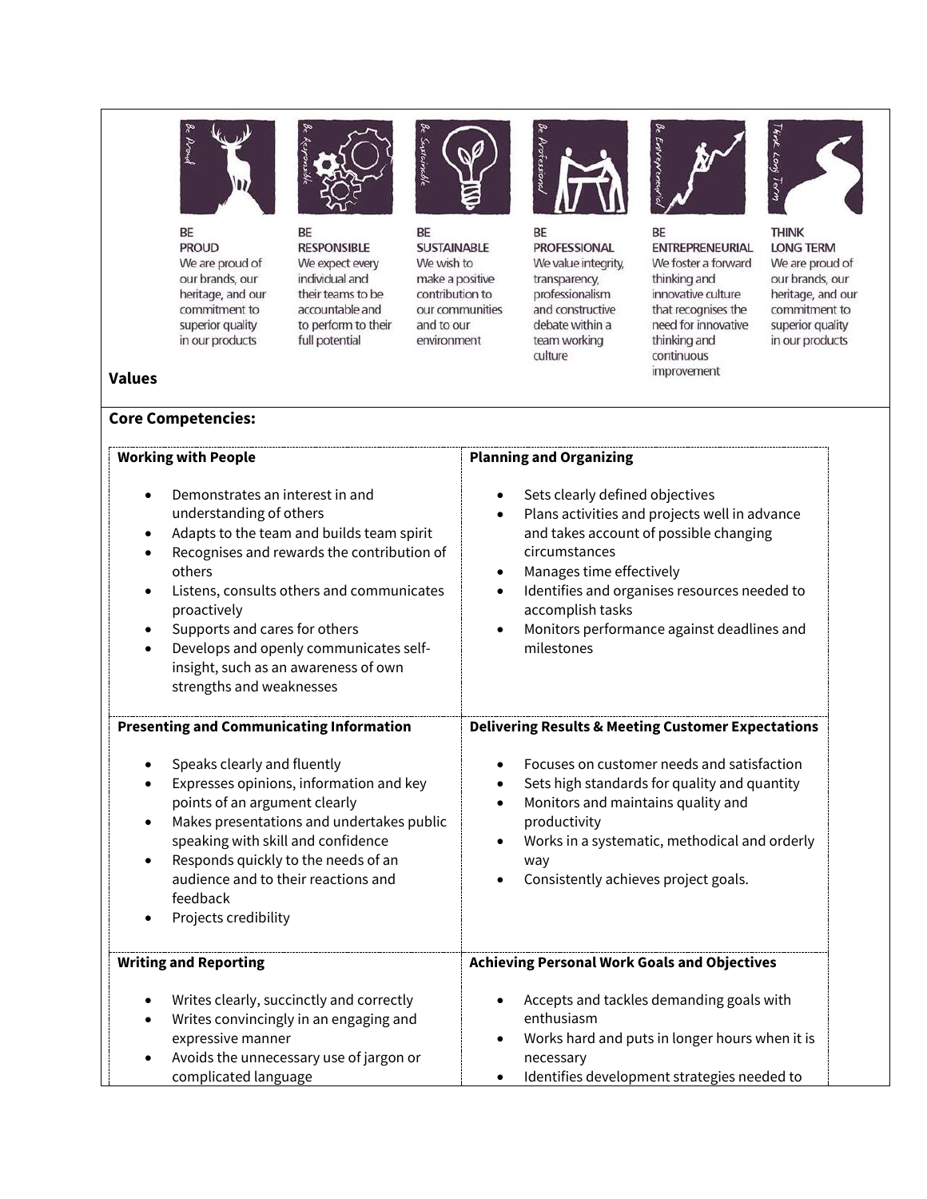| BE PROUD | BE RESPONSIBLE | BE SUSTAINABLE | BE PROFESSIONAL | BE ENTREPRENEURIAL | THINK LONG TERM |
| --- | --- | --- | --- | --- | --- |
| We are proud of our brands, our heritage, and our commitment to superior quality in our products | We expect every individual and their teams to be accountable and to perform to their full potential | We wish to make a positive contribution to our communities and to our environment | We value integrity, transparency, professionalism and constructive debate within a team working culture | We foster a forward thinking and innovative culture that recognises the need for innovative thinking and continuous improvement | We are proud of our brands, our heritage, and our commitment to superior quality in our products |

**Values**

**Core Competencies:**

**Working with People**

- Demonstrates an interest in and understanding of others
- Adapts to the team and builds team spirit
- Recognises and rewards the contribution of others
- Listens, consults others and communicates proactively
- Supports and cares for others
- Develops and openly communicates self-insight, such as an awareness of own strengths and weaknesses

**Planning and Organizing**

- Sets clearly defined objectives
- Plans activities and projects well in advance and takes account of possible changing circumstances
- Manages time effectively
- Identifies and organises resources needed to accomplish tasks
- Monitors performance against deadlines and milestones

**Presenting and Communicating Information**

- Speaks clearly and fluently
- Expresses opinions, information and key points of an argument clearly
- Makes presentations and undertakes public speaking with skill and confidence
- Responds quickly to the needs of an audience and to their reactions and feedback
- Projects credibility

**Delivering Results & Meeting Customer Expectations**

- Focuses on customer needs and satisfaction
- Sets high standards for quality and quantity
- Monitors and maintains quality and productivity
- Works in a systematic, methodical and orderly way
- Consistently achieves project goals.

**Writing and Reporting**

- Writes clearly, succinctly and correctly
- Writes convincingly in an engaging and expressive manner
- Avoids the unnecessary use of jargon or complicated language

**Achieving Personal Work Goals and Objectives**

- Accepts and tackles demanding goals with enthusiasm
- Works hard and puts in longer hours when it is necessary
- Identifies development strategies needed to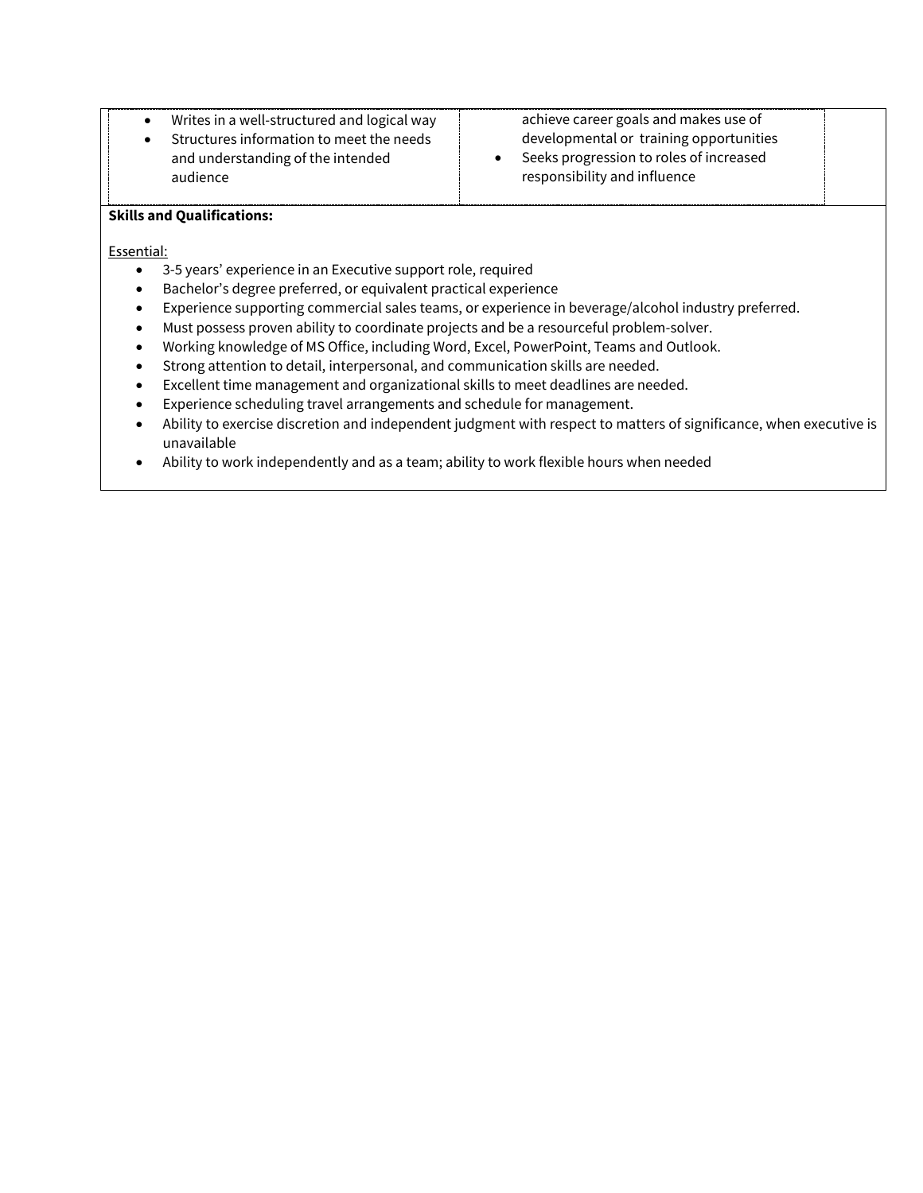| | | |
|---|---|---|
| • Writes in a well-structured and logical way<br>• Structures information to meet the needs and understanding of the intended audience | achieve career goals and makes use of developmental or training opportunities<br>• Seeks progression to roles of increased responsibility and influence | |

**Skills and Qualifications:**

Essential:

- 3-5 years' experience in an Executive support role, required
- Bachelor's degree preferred, or equivalent practical experience
- Experience supporting commercial sales teams, or experience in beverage/alcohol industry preferred.
- Must possess proven ability to coordinate projects and be a resourceful problem-solver.
- Working knowledge of MS Office, including Word, Excel, PowerPoint, Teams and Outlook.
- Strong attention to detail, interpersonal, and communication skills are needed.
- Excellent time management and organizational skills to meet deadlines are needed.
- Experience scheduling travel arrangements and schedule for management.
- Ability to exercise discretion and independent judgment with respect to matters of significance, when executive is unavailable
- Ability to work independently and as a team; ability to work flexible hours when needed